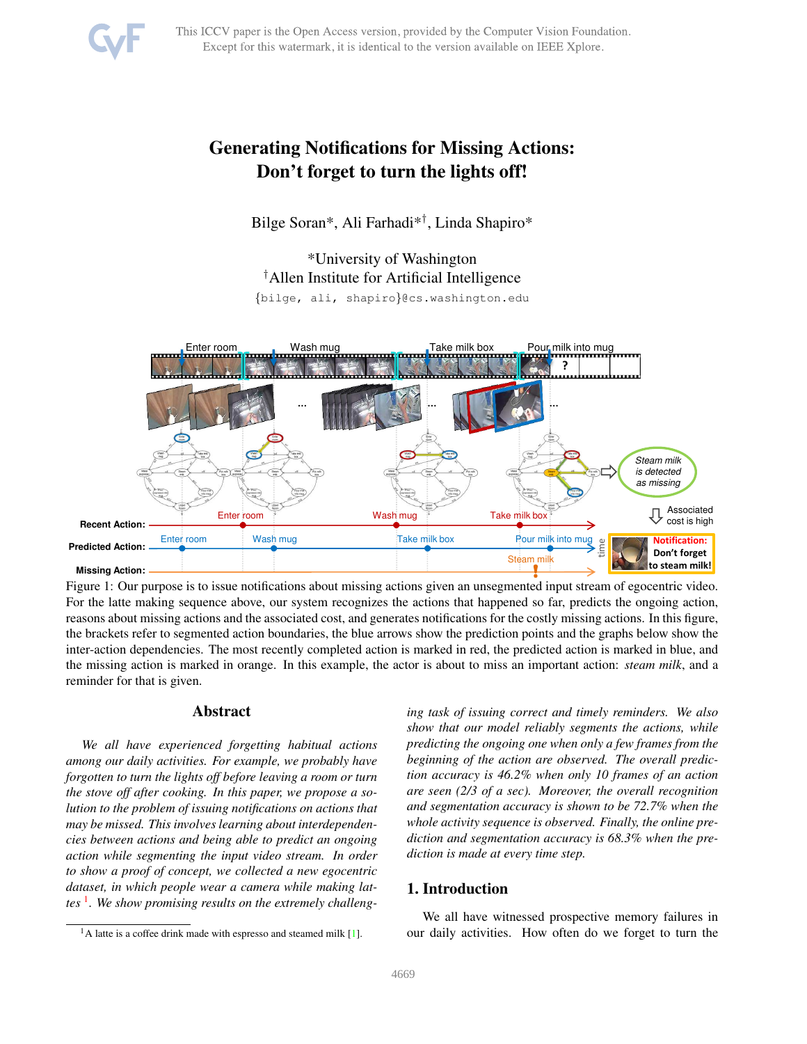# Generating Notifications for Missing Actions: Don't forget to turn the lights off!

Bilge Soran*, Ali Farhadi*†, Linda Shapiro*

*University of Washington
†Allen Institute for Artificial Intelligence
{bilge, ali, shapiro}@cs.washington.edu

Figure 1: Our purpose is to issue notifications about missing actions given an unsegmented input stream of egocentric video. For the latte making sequence above, our system recognizes the actions that happened so far, predicts the ongoing action, reasons about missing actions and the associated cost, and generates notifications for the costly missing actions. In this figure, the brackets refer to segmented action boundaries, the blue arrows show the prediction points and the graphs below show the inter-action dependencies. The most recently completed action is marked in red, the predicted action is marked in blue, and the missing action is marked in orange. In this example, the actor is about to miss an important action: *steam milk*, and a reminder for that is given.

## Abstract

*We all have experienced forgetting habitual actions among our daily activities. For example, we probably have forgotten to turn the lights off before leaving a room or turn the stove off after cooking. In this paper, we propose a solution to the problem of issuing notifications on actions that may be missed. This involves learning about interdependencies between actions and being able to predict an ongoing action while segmenting the input video stream. In order to show a proof of concept, we collected a new egocentric dataset, in which people wear a camera while making lattes [1]. We show promising results on the extremely challenging task of issuing correct and timely reminders. We also show that our model reliably segments the actions, while predicting the ongoing one when only a few frames from the beginning of the action are observed. The overall prediction accuracy is 46.2% when only 10 frames of an action are seen (2/3 of a sec). Moreover, the overall recognition and segmentation accuracy is shown to be 72.7% when the whole activity sequence is observed. Finally, the online prediction and segmentation accuracy is 68.3% when the prediction is made at every time step.*

[1] A latte is a coffee drink made with espresso and steamed milk [1].

## 1. Introduction

We all have witnessed prospective memory failures in our daily activities. How often do we forget to turn the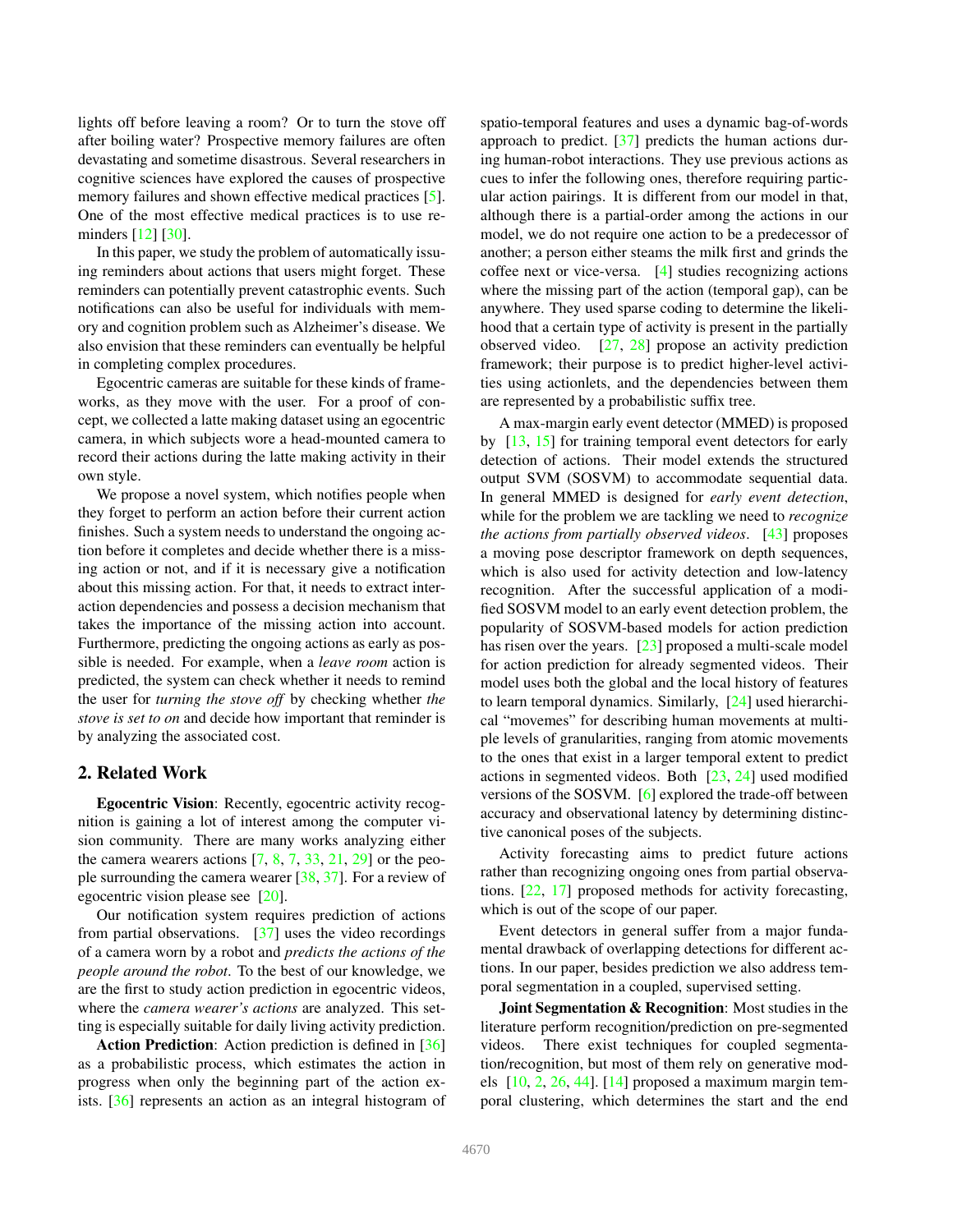lights off before leaving a room? Or to turn the stove off after boiling water? Prospective memory failures are often devastating and sometime disastrous. Several researchers in cognitive sciences have explored the causes of prospective memory failures and shown effective medical practices [5]. One of the most effective medical practices is to use reminders [12] [30].

In this paper, we study the problem of automatically issuing reminders about actions that users might forget. These reminders can potentially prevent catastrophic events. Such notifications can also be useful for individuals with memory and cognition problem such as Alzheimer's disease. We also envision that these reminders can eventually be helpful in completing complex procedures.

Egocentric cameras are suitable for these kinds of frameworks, as they move with the user. For a proof of concept, we collected a latte making dataset using an egocentric camera, in which subjects wore a head-mounted camera to record their actions during the latte making activity in their own style.

We propose a novel system, which notifies people when they forget to perform an action before their current action finishes. Such a system needs to understand the ongoing action before it completes and decide whether there is a missing action or not, and if it is necessary give a notification about this missing action. For that, it needs to extract interaction dependencies and possess a decision mechanism that takes the importance of the missing action into account. Furthermore, predicting the ongoing actions as early as possible is needed. For example, when a *leave room* action is predicted, the system can check whether it needs to remind the user for *turning the stove off* by checking whether *the stove is set to on* and decide how important that reminder is by analyzing the associated cost.

## 2. Related Work

**Egocentric Vision**: Recently, egocentric activity recognition is gaining a lot of interest among the computer vision community. There are many works analyzing either the camera wearers actions [7, 8, 7, 33, 21, 29] or the people surrounding the camera wearer [38, 37]. For a review of egocentric vision please see [20].

Our notification system requires prediction of actions from partial observations. [37] uses the video recordings of a camera worn by a robot and *predicts the actions of the people around the robot*. To the best of our knowledge, we are the first to study action prediction in egocentric videos, where the *camera wearer's actions* are analyzed. This setting is especially suitable for daily living activity prediction.

**Action Prediction**: Action prediction is defined in [36] as a probabilistic process, which estimates the action in progress when only the beginning part of the action exists. [36] represents an action as an integral histogram of spatio-temporal features and uses a dynamic bag-of-words approach to predict. [37] predicts the human actions during human-robot interactions. They use previous actions as cues to infer the following ones, therefore requiring particular action pairings. It is different from our model in that, although there is a partial-order among the actions in our model, we do not require one action to be a predecessor of another; a person either steams the milk first and grinds the coffee next or vice-versa. [4] studies recognizing actions where the missing part of the action (temporal gap), can be anywhere. They used sparse coding to determine the likelihood that a certain type of activity is present in the partially observed video. [27, 28] propose an activity prediction framework; their purpose is to predict higher-level activities using actionlets, and the dependencies between them are represented by a probabilistic suffix tree.

A max-margin early event detector (MMED) is proposed by [13, 15] for training temporal event detectors for early detection of actions. Their model extends the structured output SVM (SOSVM) to accommodate sequential data. In general MMED is designed for *early event detection*, while for the problem we are tackling we need to *recognize the actions from partially observed videos*. [43] proposes a moving pose descriptor framework on depth sequences, which is also used for activity detection and low-latency recognition. After the successful application of a modified SOSVM model to an early event detection problem, the popularity of SOSVM-based models for action prediction has risen over the years. [23] proposed a multi-scale model for action prediction for already segmented videos. Their model uses both the global and the local history of features to learn temporal dynamics. Similarly, [24] used hierarchical "movemes" for describing human movements at multiple levels of granularities, ranging from atomic movements to the ones that exist in a larger temporal extent to predict actions in segmented videos. Both [23, 24] used modified versions of the SOSVM. [6] explored the trade-off between accuracy and observational latency by determining distinctive canonical poses of the subjects.

Activity forecasting aims to predict future actions rather than recognizing ongoing ones from partial observations. [22, 17] proposed methods for activity forecasting, which is out of the scope of our paper.

Event detectors in general suffer from a major fundamental drawback of overlapping detections for different actions. In our paper, besides prediction we also address temporal segmentation in a coupled, supervised setting.

**Joint Segmentation & Recognition**: Most studies in the literature perform recognition/prediction on pre-segmented videos. There exist techniques for coupled segmentation/recognition, but most of them rely on generative models [10, 2, 26, 44]. [14] proposed a maximum margin temporal clustering, which determines the start and the end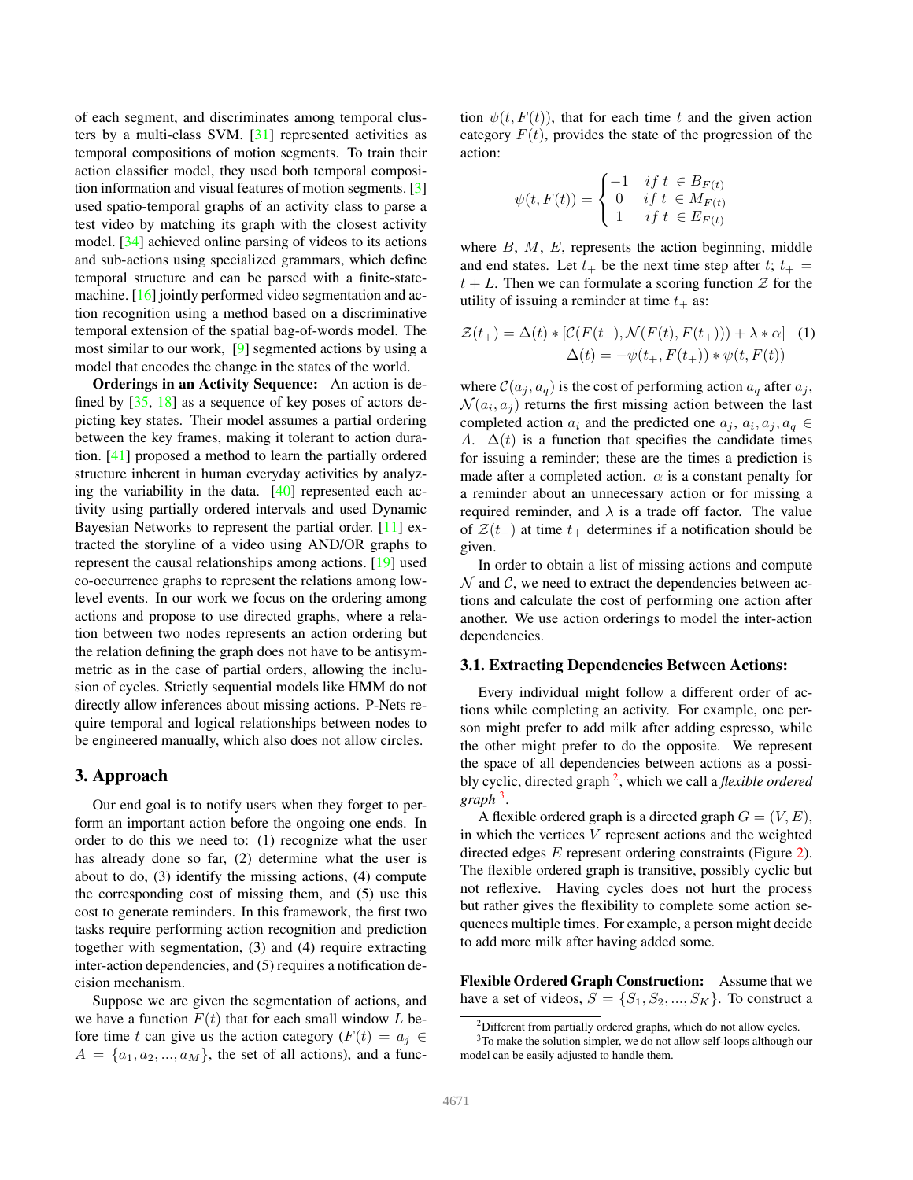of each segment, and discriminates among temporal clusters by a multi-class SVM. [31] represented activities as temporal compositions of motion segments. To train their action classifier model, they used both temporal composition information and visual features of motion segments. [3] used spatio-temporal graphs of an activity class to parse a test video by matching its graph with the closest activity model. [34] achieved online parsing of videos to its actions and sub-actions using specialized grammars, which define temporal structure and can be parsed with a finite-state-machine. [16] jointly performed video segmentation and action recognition using a method based on a discriminative temporal extension of the spatial bag-of-words model. The most similar to our work, [9] segmented actions by using a model that encodes the change in the states of the world.

**Orderings in an Activity Sequence:** An action is defined by [35, 18] as a sequence of key poses of actors depicting key states. Their model assumes a partial ordering between the key frames, making it tolerant to action duration. [41] proposed a method to learn the partially ordered structure inherent in human everyday activities by analyzing the variability in the data. [40] represented each activity using partially ordered intervals and used Dynamic Bayesian Networks to represent the partial order. [11] extracted the storyline of a video using AND/OR graphs to represent the causal relationships among actions. [19] used co-occurrence graphs to represent the relations among low-level events. In our work we focus on the ordering among actions and propose to use directed graphs, where a relation between two nodes represents an action ordering but the relation defining the graph does not have to be antisymmetric as in the case of partial orders, allowing the inclusion of cycles. Strictly sequential models like HMM do not directly allow inferences about missing actions. P-Nets require temporal and logical relationships between nodes to be engineered manually, which also does not allow circles.

## 3. Approach

Our end goal is to notify users when they forget to perform an important action before the ongoing one ends. In order to do this we need to: (1) recognize what the user has already done so far, (2) determine what the user is about to do, (3) identify the missing actions, (4) compute the corresponding cost of missing them, and (5) use this cost to generate reminders. In this framework, the first two tasks require performing action recognition and prediction together with segmentation, (3) and (4) require extracting inter-action dependencies, and (5) requires a notification decision mechanism.

Suppose we are given the segmentation of actions, and we have a function $F(t)$ that for each small window $L$ before time $t$ can give us the action category ($F(t) = a_j \in A = \{a_1, a_2, ..., a_M\}$, the set of all actions), and a function $\psi(t, F(t))$, that for each time $t$ and the given action category $F(t)$, provides the state of the progression of the action:

$$\psi(t, F(t)) = \begin{cases} -1 & if\ t\ \in B_{F(t)} \\ 0 & if\ t\ \in M_{F(t)} \\ 1 & if\ t\ \in E_{F(t)} \end{cases}$$

where $B$, $M$, $E$, represents the action beginning, middle and end states. Let $t_+$ be the next time step after $t$; $t_+ = t + L$. Then we can formulate a scoring function $\mathcal{Z}$ for the utility of issuing a reminder at time $t_+$ as:

$$\mathcal{Z}(t_+) = \Delta(t) * [\mathcal{C}(F(t_+), \mathcal{N}(F(t), F(t_+))) + \lambda * \alpha] \quad (1)$$
$$\Delta(t) = -\psi(t_+, F(t_+)) * \psi(t, F(t))$$

where $\mathcal{C}(a_j, a_q)$ is the cost of performing action $a_q$ after $a_j$, $\mathcal{N}(a_i, a_j)$ returns the first missing action between the last completed action $a_i$ and the predicted one $a_j$, $a_i, a_j, a_q \in A$. $\Delta(t)$ is a function that specifies the candidate times for issuing a reminder; these are the times a prediction is made after a completed action. $\alpha$ is a constant penalty for a reminder about an unnecessary action or for missing a required reminder, and $\lambda$ is a trade off factor. The value of $\mathcal{Z}(t_+)$ at time $t_+$ determines if a notification should be given.

In order to obtain a list of missing actions and compute $\mathcal{N}$ and $\mathcal{C}$, we need to extract the dependencies between actions and calculate the cost of performing one action after another. We use action orderings to model the inter-action dependencies.

### 3.1. Extracting Dependencies Between Actions:

Every individual might follow a different order of actions while completing an activity. For example, one person might prefer to add milk after adding espresso, while the other might prefer to do the opposite. We represent the space of all dependencies between actions as a possibly cyclic, directed graph [2], which we call a *flexible ordered graph* [3].

A flexible ordered graph is a directed graph $G = (V, E)$, in which the vertices $V$ represent actions and the weighted directed edges $E$ represent ordering constraints (Figure 2). The flexible ordered graph is transitive, possibly cyclic but not reflexive. Having cycles does not hurt the process but rather gives the flexibility to complete some action sequences multiple times. For example, a person might decide to add more milk after having added some.

**Flexible Ordered Graph Construction:** Assume that we have a set of videos, $S = \{S_1, S_2, ..., S_K\}$. To construct a

[2] Different from partially ordered graphs, which do not allow cycles.

[3] To make the solution simpler, we do not allow self-loops although our model can be easily adjusted to handle them.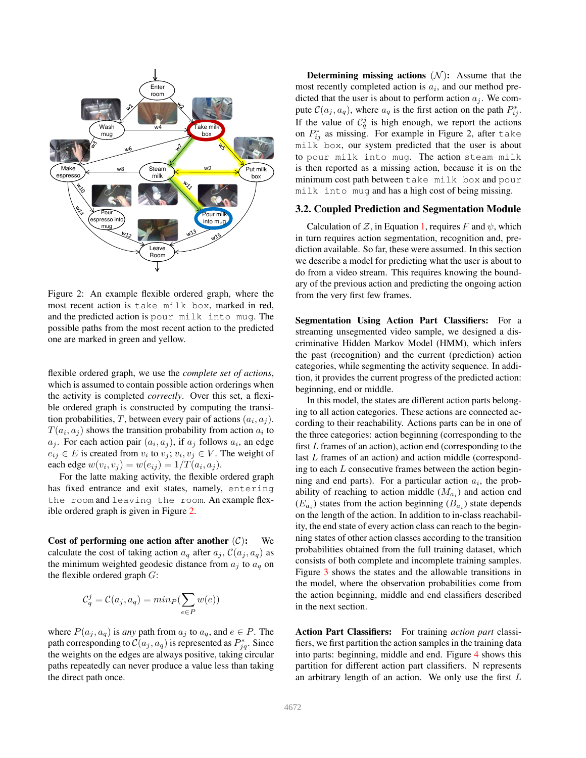Figure 2: An example flexible ordered graph, where the most recent action is `take milk box`, marked in red, and the predicted action is `pour milk into mug`. The possible paths from the most recent action to the predicted one are marked in green and yellow.

flexible ordered graph, we use the *complete set of actions*, which is assumed to contain possible action orderings when the activity is completed *correctly*. Over this set, a flexible ordered graph is constructed by computing the transition probabilities, $T$, between every pair of actions $(a_i, a_j)$. $T(a_i, a_j)$ shows the transition probability from action $a_i$ to $a_j$. For each action pair $(a_i, a_j)$, if $a_j$ follows $a_i$, an edge $e_{ij} \in E$ is created from $v_i$ to $v_j$; $v_i, v_j \in V$. The weight of each edge $w(v_i, v_j) = w(e_{ij}) = 1/T(a_i, a_j)$.

For the latte making activity, the flexible ordered graph has fixed entrance and exit states, namely, `entering the room` and `leaving the room`. An example flexible ordered graph is given in Figure 2.

**Cost of performing one action after another** ($\mathcal{C}$)**:** We calculate the cost of taking action $a_q$ after $a_j$, $\mathcal{C}(a_j, a_q)$ as the minimum weighted geodesic distance from $a_j$ to $a_q$ on the flexible ordered graph $G$:

$$\mathcal{C}_q^j = \mathcal{C}(a_j, a_q) = min_P(\sum_{e \in P} w(e))$$

where $P(a_j, a_q)$ is *any* path from $a_j$ to $a_q$, and $e \in P$. The path corresponding to $\mathcal{C}(a_j, a_q)$ is represented as $P^*_{jq}$. Since the weights on the edges are always positive, taking circular paths repeatedly can never produce a value less than taking the direct path once.

**Determining missing actions** ($\mathcal{N}$)**:** Assume that the most recently completed action is $a_i$, and our method predicted that the user is about to perform action $a_j$. We compute $\mathcal{C}(a_j, a_q)$, where $a_q$ is the first action on the path $P^*_{ij}$. If the value of $\mathcal{C}_q^j$ is high enough, we report the actions on $P^*_{ij}$ as missing. For example in Figure 2, after `take milk box`, our system predicted that the user is about to `pour milk into mug`. The action `steam milk` is then reported as a missing action, because it is on the minimum cost path between `take milk box` and `pour milk into mug` and has a high cost of being missing.

## 3.2. Coupled Prediction and Segmentation Module

Calculation of $\mathcal{Z}$, in Equation 1, requires $F$ and $\psi$, which in turn requires action segmentation, recognition and, prediction available. So far, these were assumed. In this section we describe a model for predicting what the user is about to do from a video stream. This requires knowing the boundary of the previous action and predicting the ongoing action from the very first few frames.

**Segmentation Using Action Part Classifiers:** For a streaming unsegmented video sample, we designed a discriminative Hidden Markov Model (HMM), which infers the past (recognition) and the current (prediction) action categories, while segmenting the activity sequence. In addition, it provides the current progress of the predicted action: beginning, end or middle.

In this model, the states are different action parts belonging to all action categories. These actions are connected according to their reachability. Actions parts can be in one of the three categories: action beginning (corresponding to the first $L$ frames of an action), action end (corresponding to the last $L$ frames of an action) and action middle (corresponding to each $L$ consecutive frames between the action beginning and end parts). For a particular action $a_i$, the probability of reaching to action middle ($M_{a_i}$) and action end ($E_{a_i}$) states from the action beginning ($B_{a_i}$) state depends on the length of the action. In addition to in-class reachability, the end state of every action class can reach to the beginning states of other action classes according to the transition probabilities obtained from the full training dataset, which consists of both complete and incomplete training samples. Figure 3 shows the states and the allowable transitions in the model, where the observation probabilities come from the action beginning, middle and end classifiers described in the next section.

**Action Part Classifiers:** For training *action part* classifiers, we first partition the action samples in the training data into parts: beginning, middle and end. Figure 4 shows this partition for different action part classifiers. N represents an arbitrary length of an action. We only use the first $L$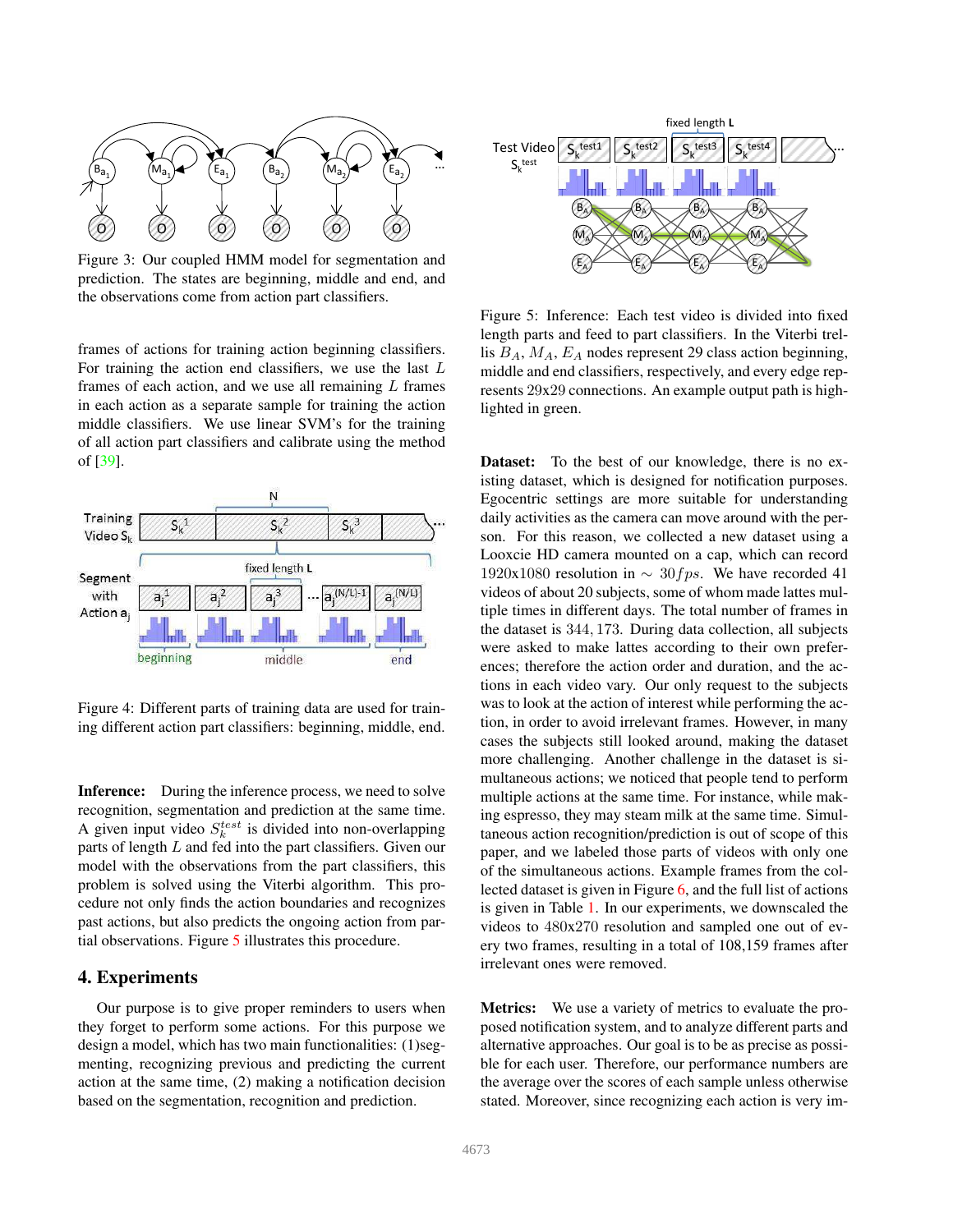Figure 3: Our coupled HMM model for segmentation and prediction. The states are beginning, middle and end, and the observations come from action part classifiers.

frames of actions for training action beginning classifiers. For training the action end classifiers, we use the last $L$ frames of each action, and we use all remaining $L$ frames in each action as a separate sample for training the action middle classifiers. We use linear SVM's for the training of all action part classifiers and calibrate using the method of [39].

Figure 4: Different parts of training data are used for training different action part classifiers: beginning, middle, end.

**Inference:** During the inference process, we need to solve recognition, segmentation and prediction at the same time. A given input video $S_k^{test}$ is divided into non-overlapping parts of length $L$ and fed into the part classifiers. Given our model with the observations from the part classifiers, this problem is solved using the Viterbi algorithm. This procedure not only finds the action boundaries and recognizes past actions, but also predicts the ongoing action from partial observations. Figure 5 illustrates this procedure.

## 4. Experiments

Our purpose is to give proper reminders to users when they forget to perform some actions. For this purpose we design a model, which has two main functionalities: (1)segmenting, recognizing previous and predicting the current action at the same time, (2) making a notification decision based on the segmentation, recognition and prediction.

Figure 5: Inference: Each test video is divided into fixed length parts and feed to part classifiers. In the Viterbi trellis $B_A$, $M_A$, $E_A$ nodes represent 29 class action beginning, middle and end classifiers, respectively, and every edge represents 29x29 connections. An example output path is highlighted in green.

**Dataset:** To the best of our knowledge, there is no existing dataset, which is designed for notification purposes. Egocentric settings are more suitable for understanding daily activities as the camera can move around with the person. For this reason, we collected a new dataset using a Looxcie HD camera mounted on a cap, which can record 1920x1080 resolution in $\sim 30fps$. We have recorded 41 videos of about 20 subjects, some of whom made lattes multiple times in different days. The total number of frames in the dataset is $344,173$. During data collection, all subjects were asked to make lattes according to their own preferences; therefore the action order and duration, and the actions in each video vary. Our only request to the subjects was to look at the action of interest while performing the action, in order to avoid irrelevant frames. However, in many cases the subjects still looked around, making the dataset more challenging. Another challenge in the dataset is simultaneous actions; we noticed that people tend to perform multiple actions at the same time. For instance, while making espresso, they may steam milk at the same time. Simultaneous action recognition/prediction is out of scope of this paper, and we labeled those parts of videos with only one of the simultaneous actions. Example frames from the collected dataset is given in Figure 6, and the full list of actions is given in Table 1. In our experiments, we downscaled the videos to 480x270 resolution and sampled one out of every two frames, resulting in a total of 108,159 frames after irrelevant ones were removed.

**Metrics:** We use a variety of metrics to evaluate the proposed notification system, and to analyze different parts and alternative approaches. Our goal is to be as precise as possible for each user. Therefore, our performance numbers are the average over the scores of each sample unless otherwise stated. Moreover, since recognizing each action is very im-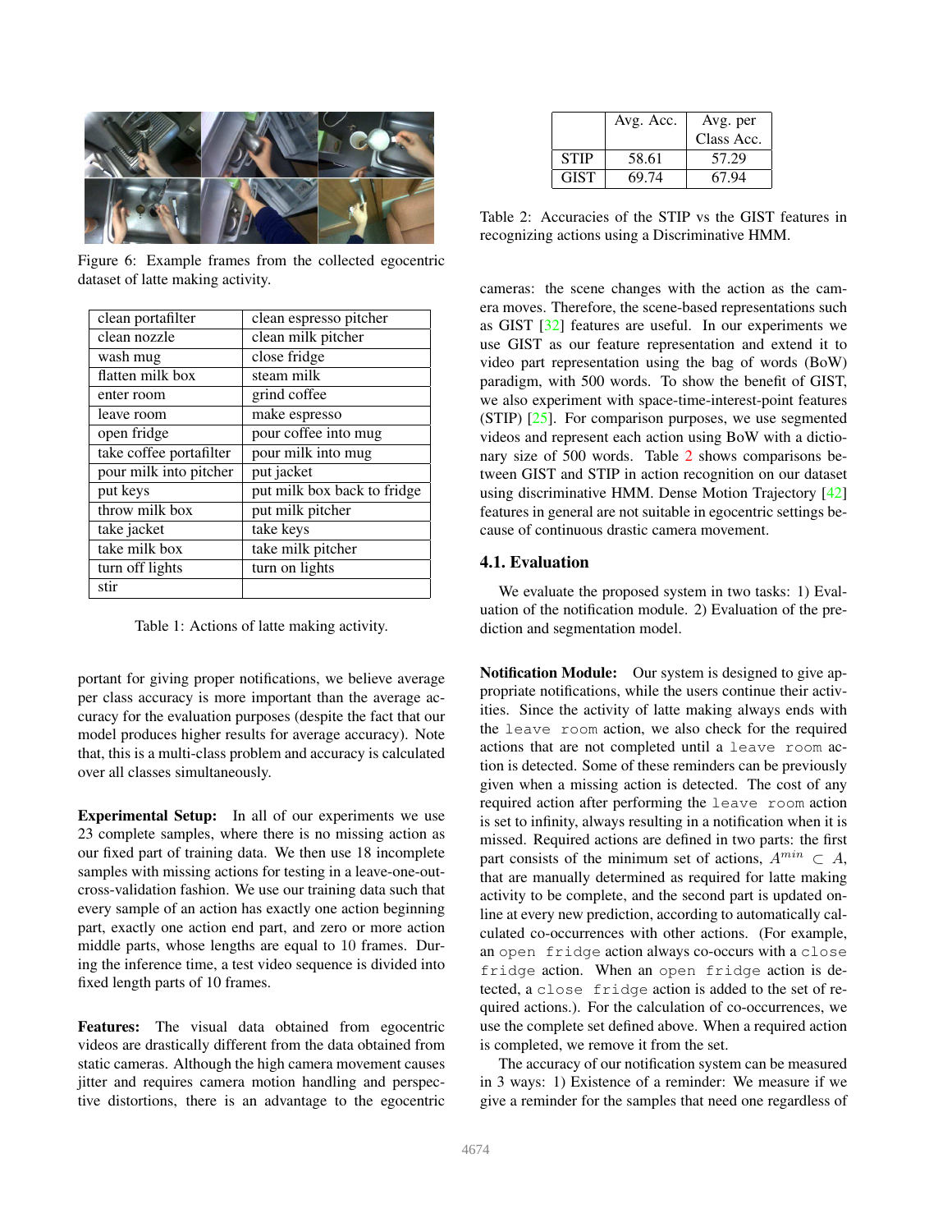Figure 6: Example frames from the collected egocentric dataset of latte making activity.

| | |
|---|---|
| clean portafilter | clean espresso pitcher |
| clean nozzle | clean milk pitcher |
| wash mug | close fridge |
| flatten milk box | steam milk |
| enter room | grind coffee |
| leave room | make espresso |
| open fridge | pour coffee into mug |
| take coffee portafilter | pour milk into mug |
| pour milk into pitcher | put jacket |
| put keys | put milk box back to fridge |
| throw milk box | put milk pitcher |
| take jacket | take keys |
| take milk box | take milk pitcher |
| turn off lights | turn on lights |
| stir | |

Table 1: Actions of latte making activity.

portant for giving proper notifications, we believe average per class accuracy is more important than the average accuracy for the evaluation purposes (despite the fact that our model produces higher results for average accuracy). Note that, this is a multi-class problem and accuracy is calculated over all classes simultaneously.

**Experimental Setup:** In all of our experiments we use 23 complete samples, where there is no missing action as our fixed part of training data. We then use 18 incomplete samples with missing actions for testing in a leave-one-out-cross-validation fashion. We use our training data such that every sample of an action has exactly one action beginning part, exactly one action end part, and zero or more action middle parts, whose lengths are equal to 10 frames. During the inference time, a test video sequence is divided into fixed length parts of 10 frames.

**Features:** The visual data obtained from egocentric videos are drastically different from the data obtained from static cameras. Although the high camera movement causes jitter and requires camera motion handling and perspective distortions, there is an advantage to the egocentric cameras: the scene changes with the action as the camera moves. Therefore, the scene-based representations such as GIST [32] features are useful. In our experiments we use GIST as our feature representation and extend it to video part representation using the bag of words (BoW) paradigm, with 500 words. To show the benefit of GIST, we also experiment with space-time-interest-point features (STIP) [25]. For comparison purposes, we use segmented videos and represent each action using BoW with a dictionary size of 500 words. Table 2 shows comparisons between GIST and STIP in action recognition on our dataset using discriminative HMM. Dense Motion Trajectory [42] features in general are not suitable in egocentric settings because of continuous drastic camera movement.

| | Avg. Acc. | Avg. per Class Acc. |
|---|---|---|
| STIP | 58.61 | 57.29 |
| GIST | 69.74 | 67.94 |

Table 2: Accuracies of the STIP vs the GIST features in recognizing actions using a Discriminative HMM.

### 4.1. Evaluation

We evaluate the proposed system in two tasks: 1) Evaluation of the notification module. 2) Evaluation of the prediction and segmentation model.

**Notification Module:** Our system is designed to give appropriate notifications, while the users continue their activities. Since the activity of latte making always ends with the `leave room` action, we also check for the required actions that are not completed until a `leave room` action is detected. Some of these reminders can be previously given when a missing action is detected. The cost of any required action after performing the `leave room` action is set to infinity, always resulting in a notification when it is missed. Required actions are defined in two parts: the first part consists of the minimum set of actions, $A^{min} \subset A$, that are manually determined as required for latte making activity to be complete, and the second part is updated online at every new prediction, according to automatically calculated co-occurrences with other actions. (For example, an `open fridge` action always co-occurs with a `close fridge` action. When an `open fridge` action is detected, a `close fridge` action is added to the set of required actions.). For the calculation of co-occurrences, we use the complete set defined above. When a required action is completed, we remove it from the set.

The accuracy of our notification system can be measured in 3 ways: 1) Existence of a reminder: We measure if we give a reminder for the samples that need one regardless of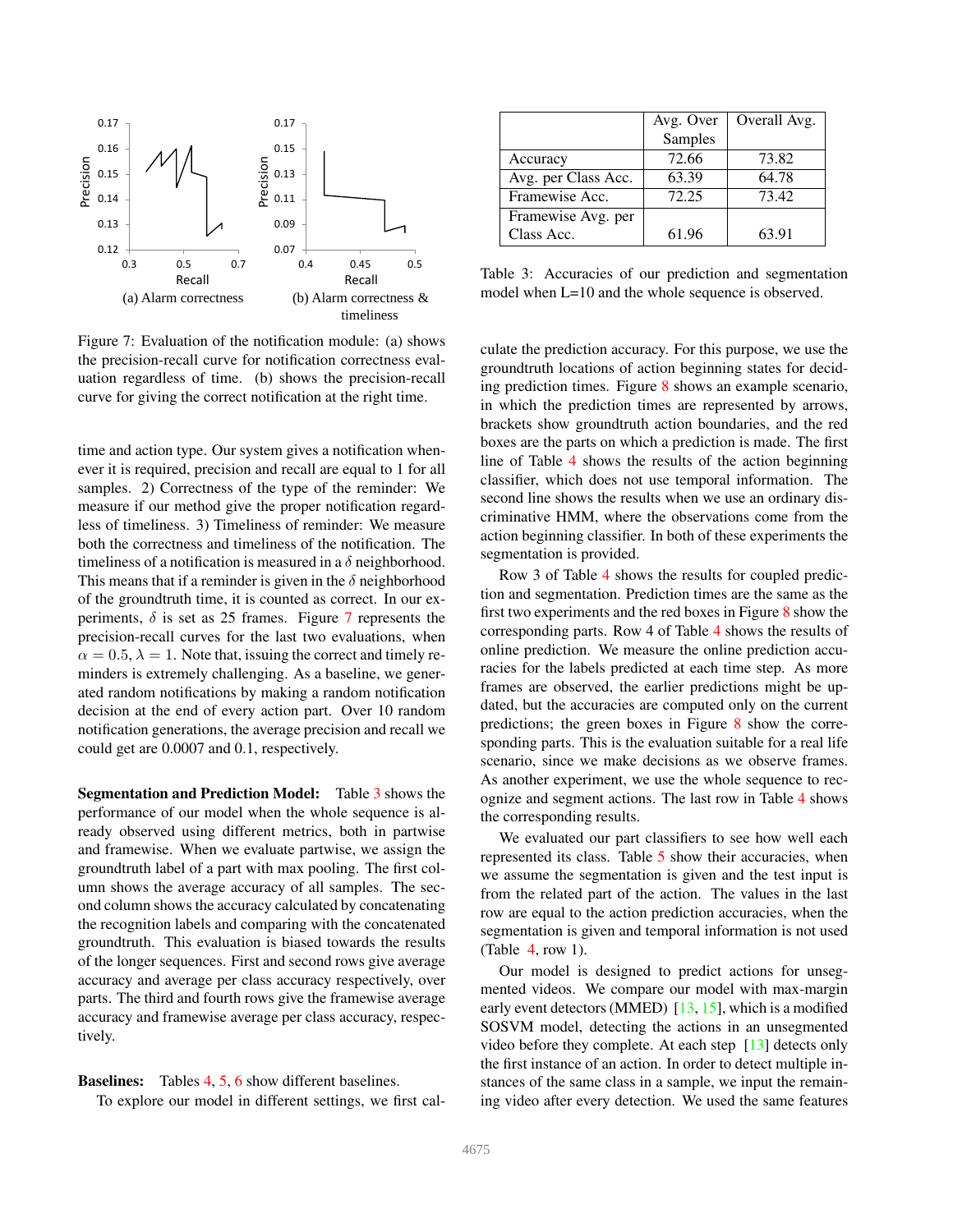Figure 7: Evaluation of the notification module: (a) shows the precision-recall curve for notification correctness evaluation regardless of time. (b) shows the precision-recall curve for giving the correct notification at the right time.

time and action type. Our system gives a notification whenever it is required, precision and recall are equal to 1 for all samples. 2) Correctness of the type of the reminder: We measure if our method give the proper notification regardless of timeliness. 3) Timeliness of reminder: We measure both the correctness and timeliness of the notification. The timeliness of a notification is measured in a $\delta$ neighborhood. This means that if a reminder is given in the $\delta$ neighborhood of the groundtruth time, it is counted as correct. In our experiments, $\delta$ is set as 25 frames. Figure 7 represents the precision-recall curves for the last two evaluations, when $\alpha = 0.5$, $\lambda = 1$. Note that, issuing the correct and timely reminders is extremely challenging. As a baseline, we generated random notifications by making a random notification decision at the end of every action part. Over 10 random notification generations, the average precision and recall we could get are 0.0007 and 0.1, respectively.

**Segmentation and Prediction Model:** Table 3 shows the performance of our model when the whole sequence is already observed using different metrics, both in partwise and framewise. When we evaluate partwise, we assign the groundtruth label of a part with max pooling. The first column shows the average accuracy of all samples. The second column shows the accuracy calculated by concatenating the recognition labels and comparing with the concatenated groundtruth. This evaluation is biased towards the results of the longer sequences. First and second rows give average accuracy and average per class accuracy respectively, over parts. The third and fourth rows give the framewise average accuracy and framewise average per class accuracy, respectively.

**Baselines:** Tables 4, 5, 6 show different baselines.

To explore our model in different settings, we first calculate the prediction accuracy. For this purpose, we use the groundtruth locations of action beginning states for deciding prediction times. Figure 8 shows an example scenario, in which the prediction times are represented by arrows, brackets show groundtruth action boundaries, and the red boxes are the parts on which a prediction is made. The first line of Table 4 shows the results of the action beginning classifier, which does not use temporal information. The second line shows the results when we use an ordinary discriminative HMM, where the observations come from the action beginning classifier. In both of these experiments the segmentation is provided.

Row 3 of Table 4 shows the results for coupled prediction and segmentation. Prediction times are the same as the first two experiments and the red boxes in Figure 8 show the corresponding parts. Row 4 of Table 4 shows the results of online prediction. We measure the online prediction accuracies for the labels predicted at each time step. As more frames are observed, the earlier predictions might be updated, but the accuracies are computed only on the current predictions; the green boxes in Figure 8 show the corresponding parts. This is the evaluation suitable for a real life scenario, since we make decisions as we observe frames. As another experiment, we use the whole sequence to recognize and segment actions. The last row in Table 4 shows the corresponding results.

We evaluated our part classifiers to see how well each represented its class. Table 5 show their accuracies, when we assume the segmentation is given and the test input is from the related part of the action. The values in the last row are equal to the action prediction accuracies, when the segmentation is given and temporal information is not used (Table 4, row 1).

Our model is designed to predict actions for unsegmented videos. We compare our model with max-margin early event detectors (MMED) [13, 15], which is a modified SOSVM model, detecting the actions in an unsegmented video before they complete. At each step [13] detects only the first instance of an action. In order to detect multiple instances of the same class in a sample, we input the remaining video after every detection. We used the same features

| | Avg. Over Samples | Overall Avg. |
|---|---|---|
| Accuracy | 72.66 | 73.82 |
| Avg. per Class Acc. | 63.39 | 64.78 |
| Framewise Acc. | 72.25 | 73.42 |
| Framewise Avg. per Class Acc. | 61.96 | 63.91 |

Table 3: Accuracies of our prediction and segmentation model when L=10 and the whole sequence is observed.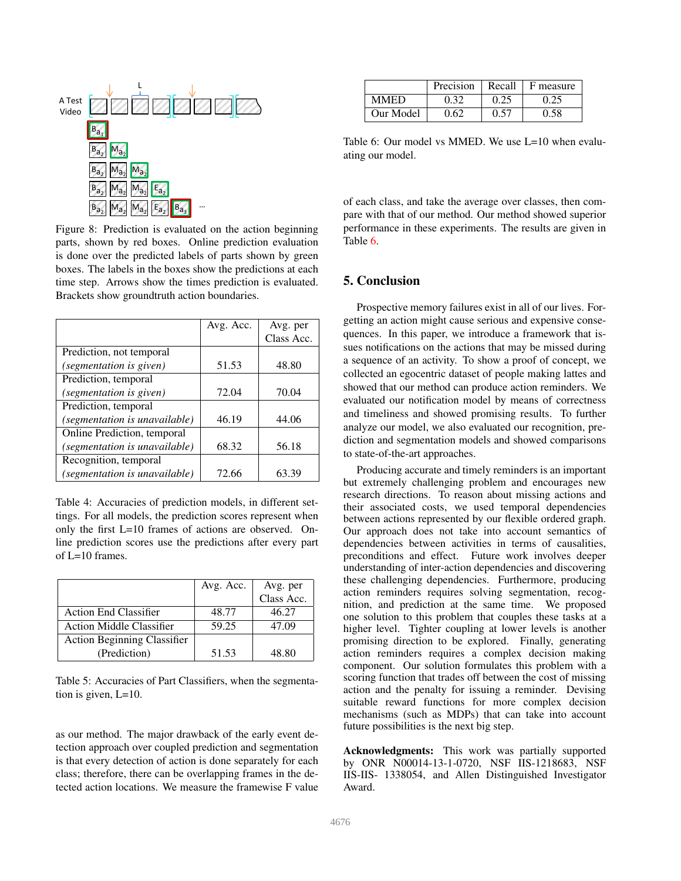Figure 8: Prediction is evaluated on the action beginning parts, shown by red boxes. Online prediction evaluation is done over the predicted labels of parts shown by green boxes. The labels in the boxes show the predictions at each time step. Arrows show the times prediction is evaluated. Brackets show groundtruth action boundaries.

| | Avg. Acc. | Avg. per Class Acc. |
|---|---|---|
| Prediction, not temporal *(segmentation is given)* | 51.53 | 48.80 |
| Prediction, temporal *(segmentation is given)* | 72.04 | 70.04 |
| Prediction, temporal *(segmentation is unavailable)* | 46.19 | 44.06 |
| Online Prediction, temporal *(segmentation is unavailable)* | 68.32 | 56.18 |
| Recognition, temporal *(segmentation is unavailable)* | 72.66 | 63.39 |

Table 4: Accuracies of prediction models, in different settings. For all models, the prediction scores represent when only the first L=10 frames of actions are observed. Online prediction scores use the predictions after every part of L=10 frames.

| | Avg. Acc. | Avg. per Class Acc. |
|---|---|---|
| Action End Classifier | 48.77 | 46.27 |
| Action Middle Classifier | 59.25 | 47.09 |
| Action Beginning Classifier (Prediction) | 51.53 | 48.80 |

Table 5: Accuracies of Part Classifiers, when the segmentation is given, L=10.

as our method. The major drawback of the early event detection approach over coupled prediction and segmentation is that every detection of action is done separately for each class; therefore, there can be overlapping frames in the detected action locations. We measure the framewise F value of each class, and take the average over classes, then compare with that of our method. Our method showed superior performance in these experiments. The results are given in Table 6.

| | Precision | Recall | F measure |
|---|---|---|---|
| MMED | 0.32 | 0.25 | 0.25 |
| Our Model | 0.62 | 0.57 | 0.58 |

Table 6: Our model vs MMED. We use L=10 when evaluating our model.

## 5. Conclusion

Prospective memory failures exist in all of our lives. Forgetting an action might cause serious and expensive consequences. In this paper, we introduce a framework that issues notifications on the actions that may be missed during a sequence of an activity. To show a proof of concept, we collected an egocentric dataset of people making lattes and showed that our method can produce action reminders. We evaluated our notification model by means of correctness and timeliness and showed promising results. To further analyze our model, we also evaluated our recognition, prediction and segmentation models and showed comparisons to state-of-the-art approaches.

Producing accurate and timely reminders is an important but extremely challenging problem and encourages new research directions. To reason about missing actions and their associated costs, we used temporal dependencies between actions represented by our flexible ordered graph. Our approach does not take into account semantics of dependencies between activities in terms of causalities, preconditions and effect. Future work involves deeper understanding of inter-action dependencies and discovering these challenging dependencies. Furthermore, producing action reminders requires solving segmentation, recognition, and prediction at the same time. We proposed one solution to this problem that couples these tasks at a higher level. Tighter coupling at lower levels is another promising direction to be explored. Finally, generating action reminders requires a complex decision making component. Our solution formulates this problem with a scoring function that trades off between the cost of missing action and the penalty for issuing a reminder. Devising suitable reward functions for more complex decision mechanisms (such as MDPs) that can take into account future possibilities is the next big step.

**Acknowledgments:** This work was partially supported by ONR N00014-13-1-0720, NSF IIS-1218683, NSF IIS-IIS- 1338054, and Allen Distinguished Investigator Award.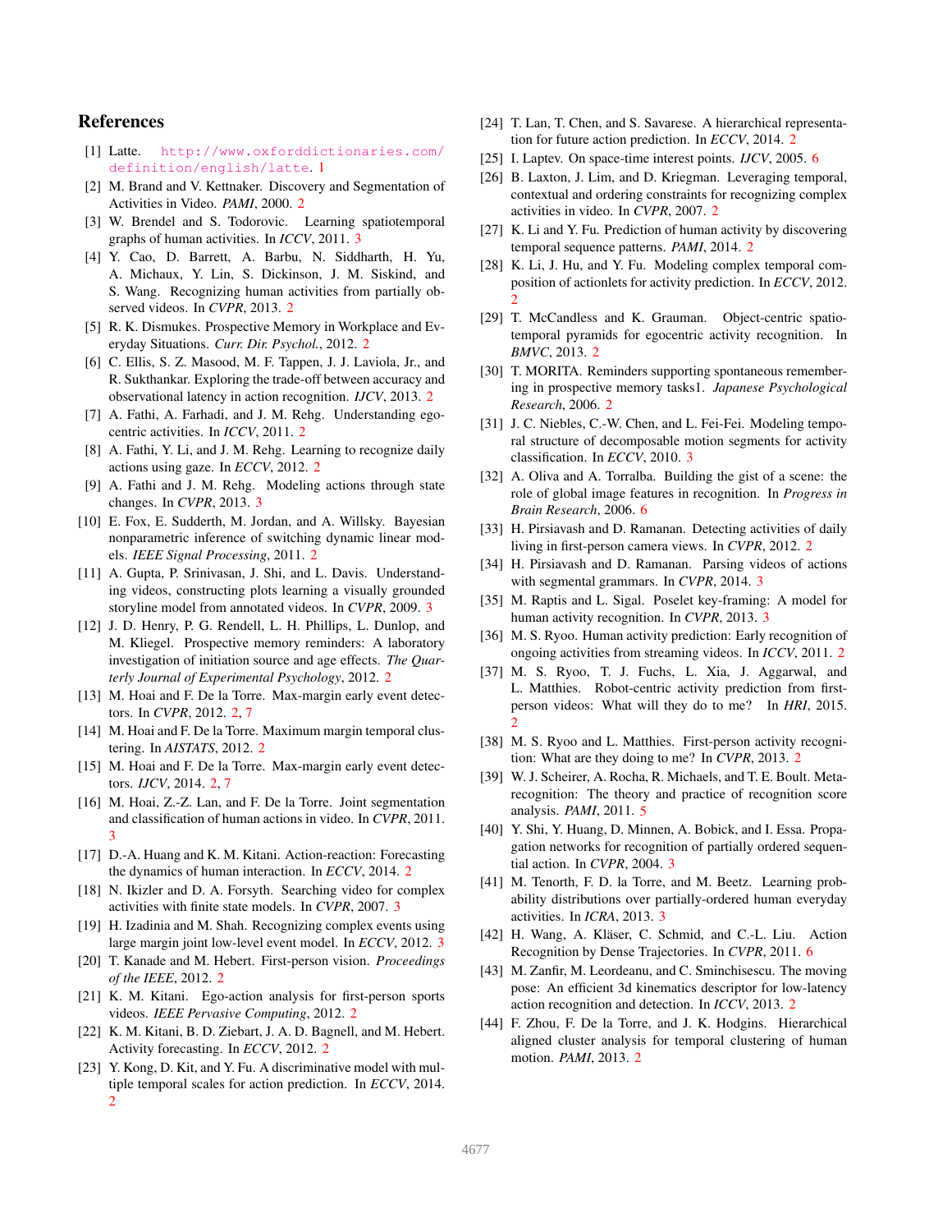## References

[1] Latte. http://www.oxforddictionaries.com/definition/english/latte. 1

[2] M. Brand and V. Kettnaker. Discovery and Segmentation of Activities in Video. *PAMI*, 2000. 2

[3] W. Brendel and S. Todorovic. Learning spatiotemporal graphs of human activities. In *ICCV*, 2011. 3

[4] Y. Cao, D. Barrett, A. Barbu, N. Siddharth, H. Yu, A. Michaux, Y. Lin, S. Dickinson, J. M. Siskind, and S. Wang. Recognizing human activities from partially observed videos. In *CVPR*, 2013. 2

[5] R. K. Dismukes. Prospective Memory in Workplace and Everyday Situations. *Curr. Dir. Psychol.*, 2012. 2

[6] C. Ellis, S. Z. Masood, M. F. Tappen, J. J. Laviola, Jr., and R. Sukthankar. Exploring the trade-off between accuracy and observational latency in action recognition. *IJCV*, 2013. 2

[7] A. Fathi, A. Farhadi, and J. M. Rehg. Understanding egocentric activities. In *ICCV*, 2011. 2

[8] A. Fathi, Y. Li, and J. M. Rehg. Learning to recognize daily actions using gaze. In *ECCV*, 2012. 2

[9] A. Fathi and J. M. Rehg. Modeling actions through state changes. In *CVPR*, 2013. 3

[10] E. Fox, E. Sudderth, M. Jordan, and A. Willsky. Bayesian nonparametric inference of switching dynamic linear models. *IEEE Signal Processing*, 2011. 2

[11] A. Gupta, P. Srinivasan, J. Shi, and L. Davis. Understanding videos, constructing plots learning a visually grounded storyline model from annotated videos. In *CVPR*, 2009. 3

[12] J. D. Henry, P. G. Rendell, L. H. Phillips, L. Dunlop, and M. Kliegel. Prospective memory reminders: A laboratory investigation of initiation source and age effects. *The Quarterly Journal of Experimental Psychology*, 2012. 2

[13] M. Hoai and F. De la Torre. Max-margin early event detectors. In *CVPR*, 2012. 2, 7

[14] M. Hoai and F. De la Torre. Maximum margin temporal clustering. In *AISTATS*, 2012. 2

[15] M. Hoai and F. De la Torre. Max-margin early event detectors. *IJCV*, 2014. 2, 7

[16] M. Hoai, Z.-Z. Lan, and F. De la Torre. Joint segmentation and classification of human actions in video. In *CVPR*, 2011. 3

[17] D.-A. Huang and K. M. Kitani. Action-reaction: Forecasting the dynamics of human interaction. In *ECCV*, 2014. 2

[18] N. Ikizler and D. A. Forsyth. Searching video for complex activities with finite state models. In *CVPR*, 2007. 3

[19] H. Izadinia and M. Shah. Recognizing complex events using large margin joint low-level event model. In *ECCV*, 2012. 3

[20] T. Kanade and M. Hebert. First-person vision. *Proceedings of the IEEE*, 2012. 2

[21] K. M. Kitani. Ego-action analysis for first-person sports videos. *IEEE Pervasive Computing*, 2012. 2

[22] K. M. Kitani, B. D. Ziebart, J. A. D. Bagnell, and M. Hebert. Activity forecasting. In *ECCV*, 2012. 2

[23] Y. Kong, D. Kit, and Y. Fu. A discriminative model with multiple temporal scales for action prediction. In *ECCV*, 2014. 2

[24] T. Lan, T. Chen, and S. Savarese. A hierarchical representation for future action prediction. In *ECCV*, 2014. 2

[25] I. Laptev. On space-time interest points. *IJCV*, 2005. 6

[26] B. Laxton, J. Lim, and D. Kriegman. Leveraging temporal, contextual and ordering constraints for recognizing complex activities in video. In *CVPR*, 2007. 2

[27] K. Li and Y. Fu. Prediction of human activity by discovering temporal sequence patterns. *PAMI*, 2014. 2

[28] K. Li, J. Hu, and Y. Fu. Modeling complex temporal composition of actionlets for activity prediction. In *ECCV*, 2012. 2

[29] T. McCandless and K. Grauman. Object-centric spatio-temporal pyramids for egocentric activity recognition. In *BMVC*, 2013. 2

[30] T. MORITA. Reminders supporting spontaneous remembering in prospective memory tasks1. *Japanese Psychological Research*, 2006. 2

[31] J. C. Niebles, C.-W. Chen, and L. Fei-Fei. Modeling temporal structure of decomposable motion segments for activity classification. In *ECCV*, 2010. 3

[32] A. Oliva and A. Torralba. Building the gist of a scene: the role of global image features in recognition. In *Progress in Brain Research*, 2006. 6

[33] H. Pirsiavash and D. Ramanan. Detecting activities of daily living in first-person camera views. In *CVPR*, 2012. 2

[34] H. Pirsiavash and D. Ramanan. Parsing videos of actions with segmental grammars. In *CVPR*, 2014. 3

[35] M. Raptis and L. Sigal. Poselet key-framing: A model for human activity recognition. In *CVPR*, 2013. 3

[36] M. S. Ryoo. Human activity prediction: Early recognition of ongoing activities from streaming videos. In *ICCV*, 2011. 2

[37] M. S. Ryoo, T. J. Fuchs, L. Xia, J. Aggarwal, and L. Matthies. Robot-centric activity prediction from first-person videos: What will they do to me? In *HRI*, 2015. 2

[38] M. S. Ryoo and L. Matthies. First-person activity recognition: What are they doing to me? In *CVPR*, 2013. 2

[39] W. J. Scheirer, A. Rocha, R. Michaels, and T. E. Boult. Meta-recognition: The theory and practice of recognition score analysis. *PAMI*, 2011. 5

[40] Y. Shi, Y. Huang, D. Minnen, A. Bobick, and I. Essa. Propagation networks for recognition of partially ordered sequential action. In *CVPR*, 2004. 3

[41] M. Tenorth, F. D. la Torre, and M. Beetz. Learning probability distributions over partially-ordered human everyday activities. In *ICRA*, 2013. 3

[42] H. Wang, A. Kläser, C. Schmid, and C.-L. Liu. Action Recognition by Dense Trajectories. In *CVPR*, 2011. 6

[43] M. Zanfir, M. Leordeanu, and C. Sminchisescu. The moving pose: An efficient 3d kinematics descriptor for low-latency action recognition and detection. In *ICCV*, 2013. 2

[44] F. Zhou, F. De la Torre, and J. K. Hodgins. Hierarchical aligned cluster analysis for temporal clustering of human motion. *PAMI*, 2013. 2